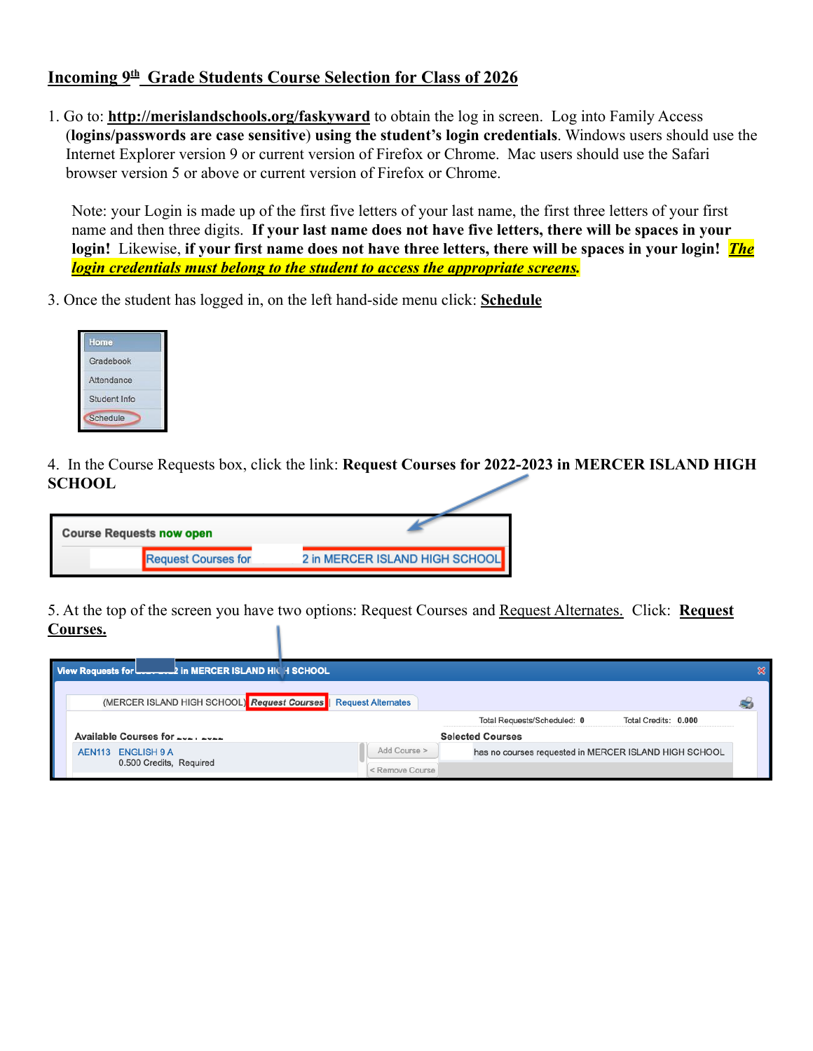# Incoming 9th Grade Students Course Selection for Class of 2026

1. Go to: **http://merislandschools.org/faskyward** to obtain the log in screen. Log into Family Access (**logins/passwords are case sensitive**) **using the student's login credentials**. Windows users should use the Internet Explorer version 9 or current version of Firefox or Chrome. Mac users should use the Safari browser version 5 or above or current version of Firefox or Chrome.

   Note: your Login is made up of the first five letters of your last name, the first three letters of your first name and then three digits. **If your last name does not have five letters, there will be spaces in your login!** Likewise, **if your first name does not have three letters, there will be spaces in your login!** ***The login credentials must belong to the student to access the appropriate screens.***

3. Once the student has logged in, on the left hand-side menu click: **Schedule**

   Home
   Gradebook
   Attendance
   Student Info
   Schedule

4. In the Course Requests box, click the link: **Request Courses for 2022-2023 in MERCER ISLAND HIGH SCHOOL**

   Course Requests now open
   Request Courses for 2 in MERCER ISLAND HIGH SCHOOL

5. At the top of the screen you have two options: Request Courses and Request Alternates. Click: **Request Courses.**

   View Requests for 2 in MERCER ISLAND HIGH SCHOOL
   (MERCER ISLAND HIGH SCHOOL) *Request Courses* | Request Alternates
   Total Requests/Scheduled: 0 Total Credits: 0.000
   Available Courses for
   AEN113 ENGLISH 9 A
   0.500 Credits, Required
   Add Course >
   < Remove Course
   Selected Courses
   has no courses requested in MERCER ISLAND HIGH SCHOOL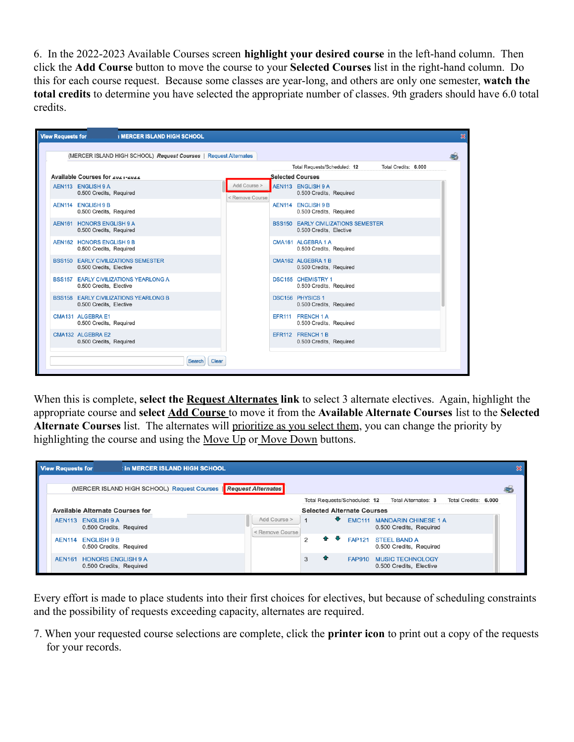6. In the 2022-2023 Available Courses screen **highlight your desired course** in the left-hand column. Then click the **Add Course** button to move the course to your **Selected Courses** list in the right-hand column. Do this for each course request. Because some classes are year-long, and others are only one semester, **watch the total credits** to determine you have selected the appropriate number of classes. 9th graders should have 6.0 total credits.

When this is complete, **select the Request Alternates link** to select 3 alternate electives. Again, highlight the appropriate course and **select Add Course** to move it from the **Available Alternate Courses** list to the **Selected Alternate Courses** list. The alternates will prioritize as you select them, you can change the priority by highlighting the course and using the Move Up or Move Down buttons.

Every effort is made to place students into their first choices for electives, but because of scheduling constraints and the possibility of requests exceeding capacity, alternates are required.

7. When your requested course selections are complete, click the **printer icon** to print out a copy of the requests for your records.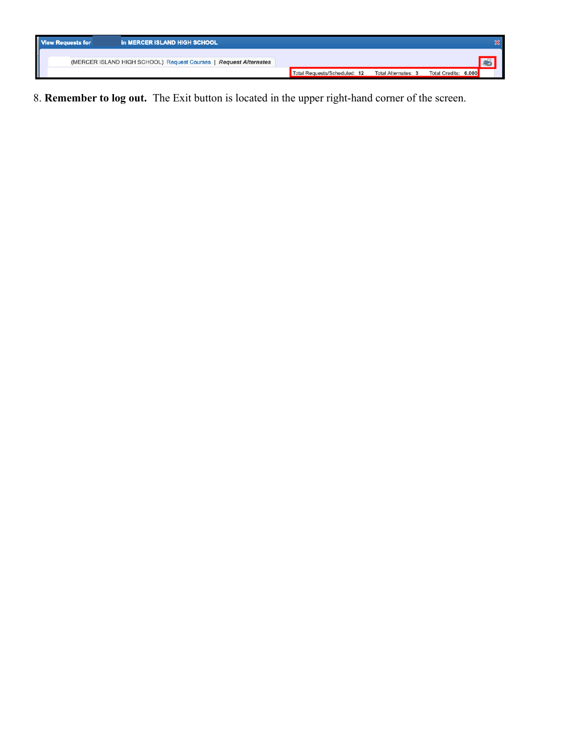View Requests for in MERCER ISLAND HIGH SCHOOL

(MERCER ISLAND HIGH SCHOOL) Request Courses | *Request Alternates*

Total Requests/Scheduled: 12 Total Alternates: 3 Total Credits: 6.000

8. **Remember to log out.** The Exit button is located in the upper right-hand corner of the screen.